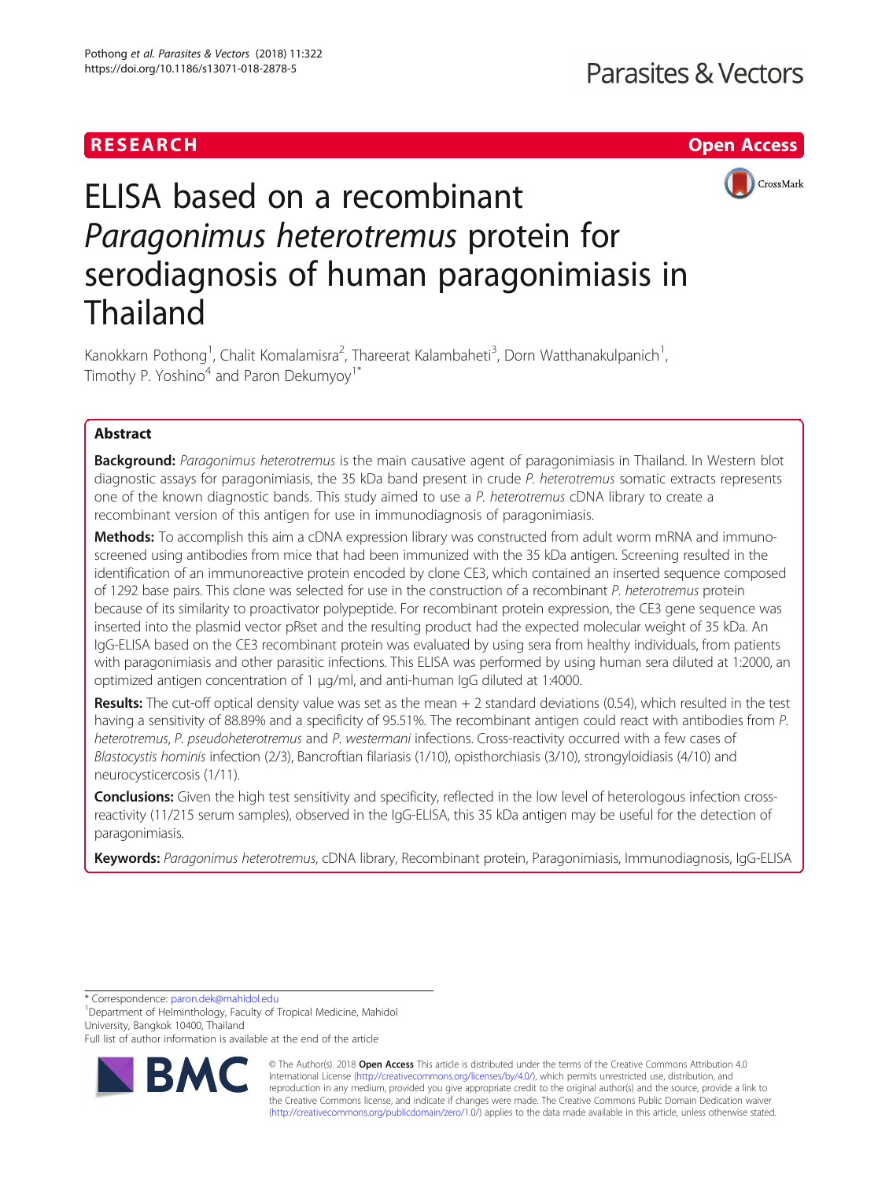RESEARCH

Open Access

# ELISA based on a recombinant *Paragonimus heterotremus* protein for serodiagnosis of human paragonimiasis in Thailand

Kanokkarn Pothong[1], Chalit Komalamisra[2], Thareerat Kalambaheti[3], Dorn Watthanakulpanich[1], Timothy P. Yoshino[4] and Paron Dekumyoy[1*]

## Abstract

**Background:** *Paragonimus heterotremus* is the main causative agent of paragonimiasis in Thailand. In Western blot diagnostic assays for paragonimiasis, the 35 kDa band present in crude *P. heterotremus* somatic extracts represents one of the known diagnostic bands. This study aimed to use a *P. heterotremus* cDNA library to create a recombinant version of this antigen for use in immunodiagnosis of paragonimiasis.

**Methods:** To accomplish this aim a cDNA expression library was constructed from adult worm mRNA and immuno-screened using antibodies from mice that had been immunized with the 35 kDa antigen. Screening resulted in the identification of an immunoreactive protein encoded by clone CE3, which contained an inserted sequence composed of 1292 base pairs. This clone was selected for use in the construction of a recombinant *P. heterotremus* protein because of its similarity to proactivator polypeptide. For recombinant protein expression, the CE3 gene sequence was inserted into the plasmid vector pRset and the resulting product had the expected molecular weight of 35 kDa. An IgG-ELISA based on the CE3 recombinant protein was evaluated by using sera from healthy individuals, from patients with paragonimiasis and other parasitic infections. This ELISA was performed by using human sera diluted at 1:2000, an optimized antigen concentration of 1 μg/ml, and anti-human IgG diluted at 1:4000.

**Results:** The cut-off optical density value was set as the mean + 2 standard deviations (0.54), which resulted in the test having a sensitivity of 88.89% and a specificity of 95.51%. The recombinant antigen could react with antibodies from *P. heterotremus*, *P. pseudoheterotremus* and *P. westermani* infections. Cross-reactivity occurred with a few cases of *Blastocystis hominis* infection (2/3), Bancroftian filariasis (1/10), opisthorchiasis (3/10), strongyloidiasis (4/10) and neurocysticercosis (1/11).

**Conclusions:** Given the high test sensitivity and specificity, reflected in the low level of heterologous infection cross-reactivity (11/215 serum samples), observed in the IgG-ELISA, this 35 kDa antigen may be useful for the detection of paragonimiasis.

**Keywords:** *Paragonimus heterotremus*, cDNA library, Recombinant protein, Paragonimiasis, Immunodiagnosis, IgG-ELISA

* Correspondence: paron.dek@mahidol.edu
[1]Department of Helminthology, Faculty of Tropical Medicine, Mahidol University, Bangkok 10400, Thailand
Full list of author information is available at the end of the article

© The Author(s). 2018 **Open Access** This article is distributed under the terms of the Creative Commons Attribution 4.0 International License (http://creativecommons.org/licenses/by/4.0/), which permits unrestricted use, distribution, and reproduction in any medium, provided you give appropriate credit to the original author(s) and the source, provide a link to the Creative Commons license, and indicate if changes were made. The Creative Commons Public Domain Dedication waiver (http://creativecommons.org/publicdomain/zero/1.0/) applies to the data made available in this article, unless otherwise stated.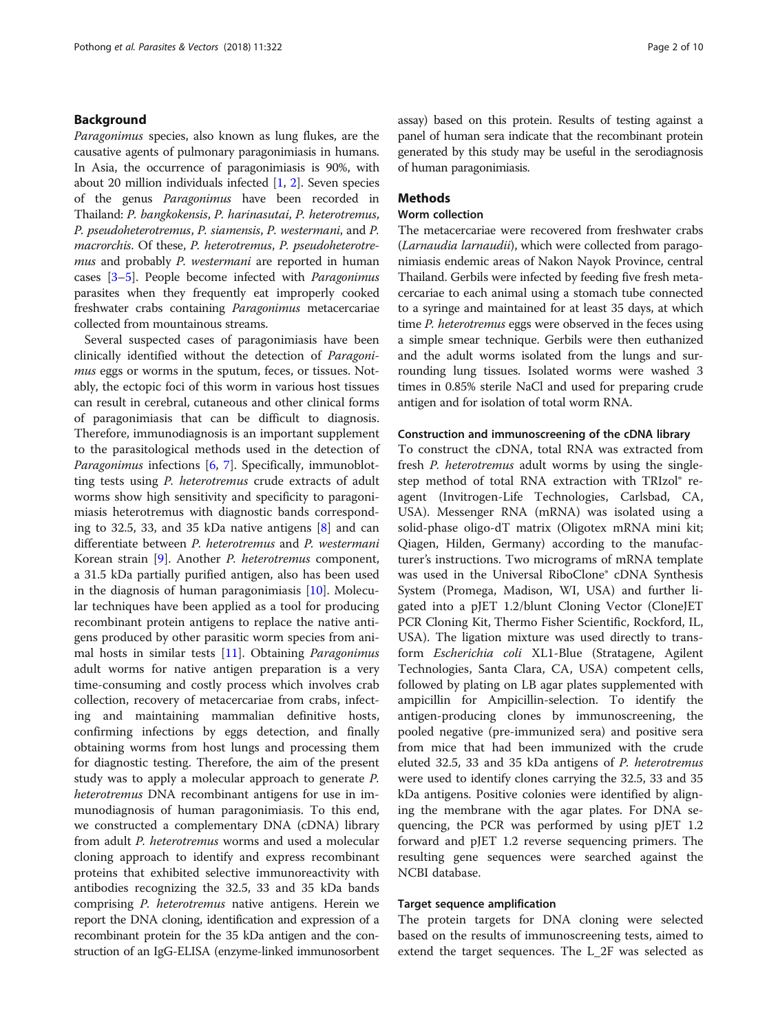## Background

*Paragonimus* species, also known as lung flukes, are the causative agents of pulmonary paragonimiasis in humans. In Asia, the occurrence of paragonimiasis is 90%, with about 20 million individuals infected [1, 2]. Seven species of the genus *Paragonimus* have been recorded in Thailand: *P. bangkokensis*, *P. harinasutai*, *P. heterotremus*, *P. pseudoheterotremus*, *P. siamensis*, *P. westermani*, and *P. macrorchis*. Of these, *P. heterotremus*, *P. pseudoheterotremus* and probably *P. westermani* are reported in human cases [3–5]. People become infected with *Paragonimus* parasites when they frequently eat improperly cooked freshwater crabs containing *Paragonimus* metacercariae collected from mountainous streams.

Several suspected cases of paragonimiasis have been clinically identified without the detection of *Paragonimus* eggs or worms in the sputum, feces, or tissues. Notably, the ectopic foci of this worm in various host tissues can result in cerebral, cutaneous and other clinical forms of paragonimiasis that can be difficult to diagnosis. Therefore, immunodiagnosis is an important supplement to the parasitological methods used in the detection of *Paragonimus* infections [6, 7]. Specifically, immunoblotting tests using *P. heterotremus* crude extracts of adult worms show high sensitivity and specificity to paragonimiasis heterotremus with diagnostic bands corresponding to 32.5, 33, and 35 kDa native antigens [8] and can differentiate between *P. heterotremus* and *P. westermani* Korean strain [9]. Another *P. heterotremus* component, a 31.5 kDa partially purified antigen, also has been used in the diagnosis of human paragonimiasis [10]. Molecular techniques have been applied as a tool for producing recombinant protein antigens to replace the native antigens produced by other parasitic worm species from animal hosts in similar tests [11]. Obtaining *Paragonimus* adult worms for native antigen preparation is a very time-consuming and costly process which involves crab collection, recovery of metacercariae from crabs, infecting and maintaining mammalian definitive hosts, confirming infections by eggs detection, and finally obtaining worms from host lungs and processing them for diagnostic testing. Therefore, the aim of the present study was to apply a molecular approach to generate *P. heterotremus* DNA recombinant antigens for use in immunodiagnosis of human paragonimiasis. To this end, we constructed a complementary DNA (cDNA) library from adult *P. heterotremus* worms and used a molecular cloning approach to identify and express recombinant proteins that exhibited selective immunoreactivity with antibodies recognizing the 32.5, 33 and 35 kDa bands comprising *P. heterotremus* native antigens. Herein we report the DNA cloning, identification and expression of a recombinant protein for the 35 kDa antigen and the construction of an IgG-ELISA (enzyme-linked immunosorbent assay) based on this protein. Results of testing against a panel of human sera indicate that the recombinant protein generated by this study may be useful in the serodiagnosis of human paragonimiasis.

## Methods

### Worm collection

The metacercariae were recovered from freshwater crabs (*Larnaudia larnaudii*), which were collected from paragonimiasis endemic areas of Nakon Nayok Province, central Thailand. Gerbils were infected by feeding five fresh metacercariae to each animal using a stomach tube connected to a syringe and maintained for at least 35 days, at which time *P. heterotremus* eggs were observed in the feces using a simple smear technique. Gerbils were then euthanized and the adult worms isolated from the lungs and surrounding lung tissues. Isolated worms were washed 3 times in 0.85% sterile NaCl and used for preparing crude antigen and for isolation of total worm RNA.

### Construction and immunoscreening of the cDNA library

To construct the cDNA, total RNA was extracted from fresh *P. heterotremus* adult worms by using the single-step method of total RNA extraction with TRIzol® reagent (Invitrogen-Life Technologies, Carlsbad, CA, USA). Messenger RNA (mRNA) was isolated using a solid-phase oligo-dT matrix (Oligotex mRNA mini kit; Qiagen, Hilden, Germany) according to the manufacturer's instructions. Two micrograms of mRNA template was used in the Universal RiboClone® cDNA Synthesis System (Promega, Madison, WI, USA) and further ligated into a pJET 1.2/blunt Cloning Vector (CloneJET PCR Cloning Kit, Thermo Fisher Scientific, Rockford, IL, USA). The ligation mixture was used directly to transform *Escherichia coli* XL1-Blue (Stratagene, Agilent Technologies, Santa Clara, CA, USA) competent cells, followed by plating on LB agar plates supplemented with ampicillin for Ampicillin-selection. To identify the antigen-producing clones by immunoscreening, the pooled negative (pre-immunized sera) and positive sera from mice that had been immunized with the crude eluted 32.5, 33 and 35 kDa antigens of *P. heterotremus* were used to identify clones carrying the 32.5, 33 and 35 kDa antigens. Positive colonies were identified by aligning the membrane with the agar plates. For DNA sequencing, the PCR was performed by using pJET 1.2 forward and pJET 1.2 reverse sequencing primers. The resulting gene sequences were searched against the NCBI database.

### Target sequence amplification

The protein targets for DNA cloning were selected based on the results of immunoscreening tests, aimed to extend the target sequences. The L_2F was selected as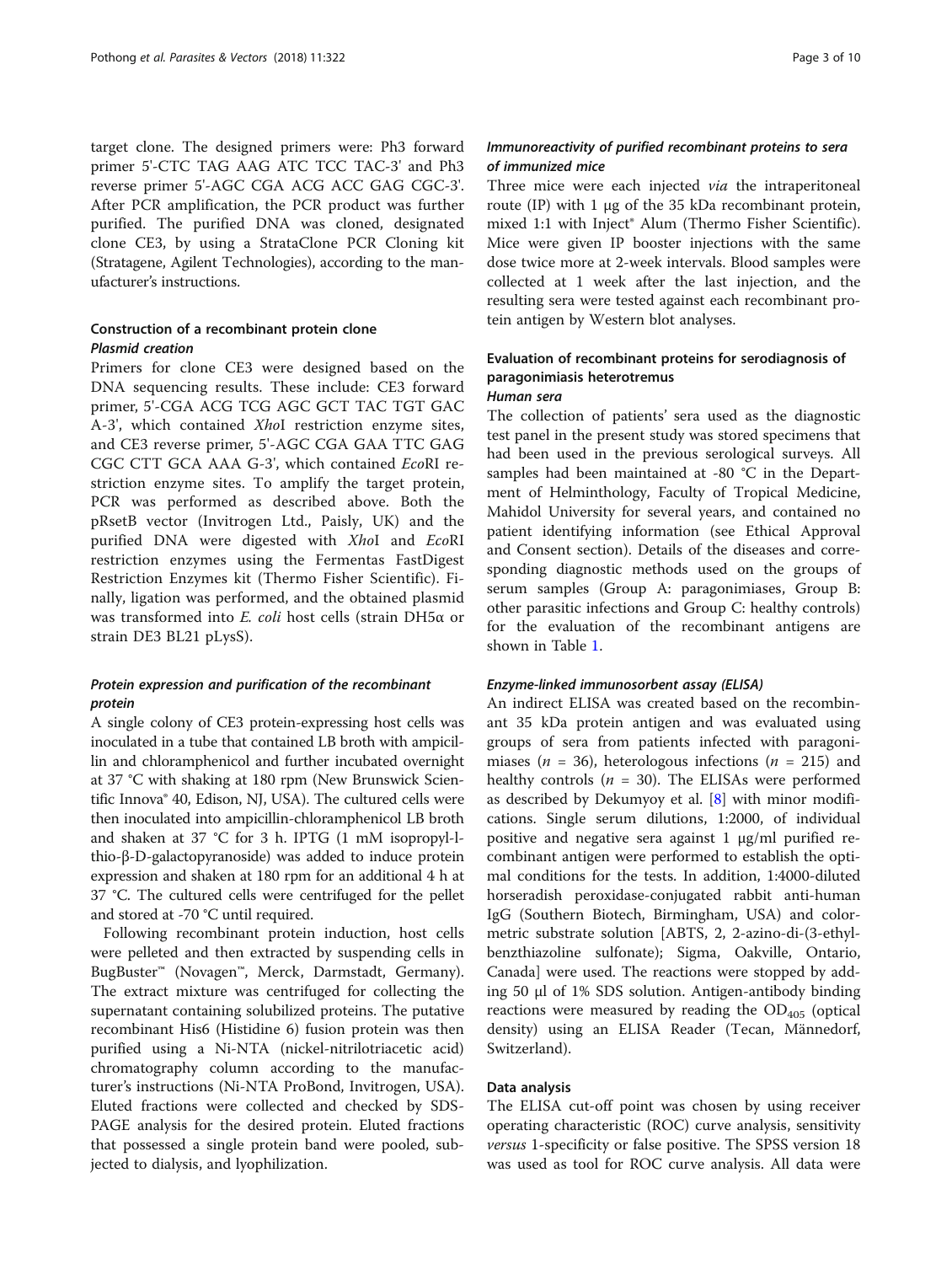target clone. The designed primers were: Ph3 forward primer 5'-CTC TAG AAG ATC TCC TAC-3' and Ph3 reverse primer 5'-AGC CGA ACG ACC GAG CGC-3'. After PCR amplification, the PCR product was further purified. The purified DNA was cloned, designated clone CE3, by using a StrataClone PCR Cloning kit (Stratagene, Agilent Technologies), according to the manufacturer's instructions.

## Construction of a recombinant protein clone

### *Plasmid creation*

Primers for clone CE3 were designed based on the DNA sequencing results. These include: CE3 forward primer, 5'-CGA ACG TCG AGC GCT TAC TGT GAC A-3', which contained *Xho*I restriction enzyme sites, and CE3 reverse primer, 5'-AGC CGA GAA TTC GAG CGC CTT GCA AAA G-3', which contained *Eco*RI restriction enzyme sites. To amplify the target protein, PCR was performed as described above. Both the pRsetB vector (Invitrogen Ltd., Paisly, UK) and the purified DNA were digested with *Xho*I and *Eco*RI restriction enzymes using the Fermentas FastDigest Restriction Enzymes kit (Thermo Fisher Scientific). Finally, ligation was performed, and the obtained plasmid was transformed into *E. coli* host cells (strain DH5α or strain DE3 BL21 pLysS).

### *Protein expression and purification of the recombinant protein*

A single colony of CE3 protein-expressing host cells was inoculated in a tube that contained LB broth with ampicillin and chloramphenicol and further incubated overnight at 37 °C with shaking at 180 rpm (New Brunswick Scientific Innova® 40, Edison, NJ, USA). The cultured cells were then inoculated into ampicillin-chloramphenicol LB broth and shaken at 37 °C for 3 h. IPTG (1 mM isopropyl-l-thio-β-D-galactopyranoside) was added to induce protein expression and shaken at 180 rpm for an additional 4 h at 37 °C. The cultured cells were centrifuged for the pellet and stored at -70 °C until required.

Following recombinant protein induction, host cells were pelleted and then extracted by suspending cells in BugBuster™ (Novagen™, Merck, Darmstadt, Germany). The extract mixture was centrifuged for collecting the supernatant containing solubilized proteins. The putative recombinant His6 (Histidine 6) fusion protein was then purified using a Ni-NTA (nickel-nitrilotriacetic acid) chromatography column according to the manufacturer's instructions (Ni-NTA ProBond, Invitrogen, USA). Eluted fractions were collected and checked by SDS-PAGE analysis for the desired protein. Eluted fractions that possessed a single protein band were pooled, subjected to dialysis, and lyophilization.

### *Immunoreactivity of purified recombinant proteins to sera of immunized mice*

Three mice were each injected *via* the intraperitoneal route (IP) with 1 μg of the 35 kDa recombinant protein, mixed 1:1 with Inject® Alum (Thermo Fisher Scientific). Mice were given IP booster injections with the same dose twice more at 2-week intervals. Blood samples were collected at 1 week after the last injection, and the resulting sera were tested against each recombinant protein antigen by Western blot analyses.

## Evaluation of recombinant proteins for serodiagnosis of paragonimiasis heterotremus

### *Human sera*

The collection of patients' sera used as the diagnostic test panel in the present study was stored specimens that had been used in the previous serological surveys. All samples had been maintained at -80 °C in the Department of Helminthology, Faculty of Tropical Medicine, Mahidol University for several years, and contained no patient identifying information (see Ethical Approval and Consent section). Details of the diseases and corresponding diagnostic methods used on the groups of serum samples (Group A: paragonimiases, Group B: other parasitic infections and Group C: healthy controls) for the evaluation of the recombinant antigens are shown in Table 1.

### *Enzyme-linked immunosorbent assay (ELISA)*

An indirect ELISA was created based on the recombinant 35 kDa protein antigen and was evaluated using groups of sera from patients infected with paragonimiases ($n = 36$), heterologous infections ($n = 215$) and healthy controls ($n = 30$). The ELISAs were performed as described by Dekumyoy et al. [8] with minor modifications. Single serum dilutions, 1:2000, of individual positive and negative sera against 1 μg/ml purified recombinant antigen were performed to establish the optimal conditions for the tests. In addition, 1:4000-diluted horseradish peroxidase-conjugated rabbit anti-human IgG (Southern Biotech, Birmingham, USA) and colormetric substrate solution [ABTS, 2, 2-azino-di-(3-ethylbenzthiazoline sulfonate); Sigma, Oakville, Ontario, Canada] were used. The reactions were stopped by adding 50 μl of 1% SDS solution. Antigen-antibody binding reactions were measured by reading the $OD_{405}$ (optical density) using an ELISA Reader (Tecan, Männedorf, Switzerland).

## Data analysis

The ELISA cut-off point was chosen by using receiver operating characteristic (ROC) curve analysis, sensitivity *versus* 1-specificity or false positive. The SPSS version 18 was used as tool for ROC curve analysis. All data were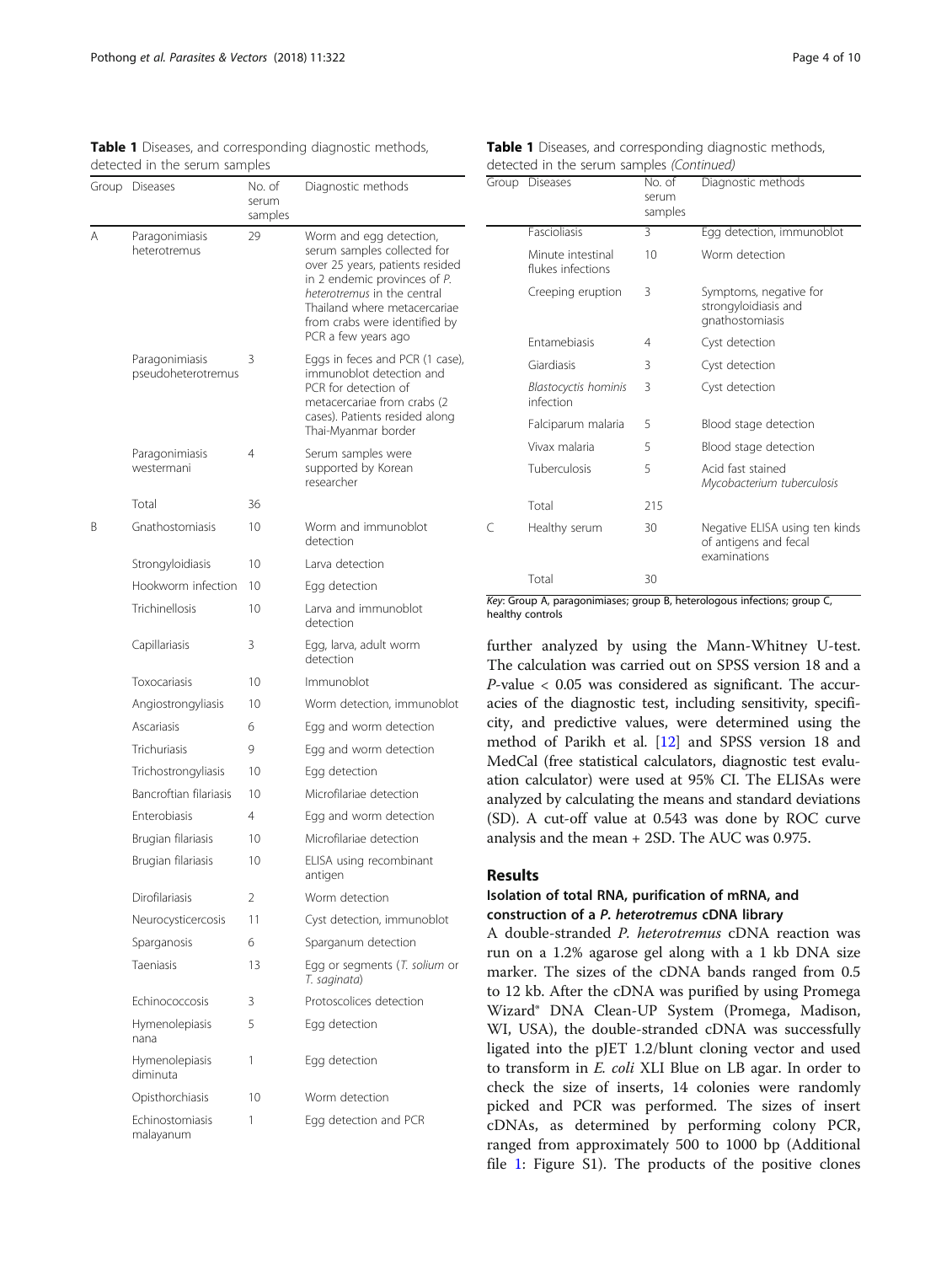**Table 1** Diseases, and corresponding diagnostic methods, detected in the serum samples

| Group | Diseases | No. of serum samples | Diagnostic methods |
|---|---|---|---|
| A | Paragonimiasis heterotremus | 29 | Worm and egg detection, serum samples collected for over 25 years, patients resided in 2 endemic provinces of *P. heterotremus* in the central Thailand where metacercariae from crabs were identified by PCR a few years ago |
| | Paragonimiasis pseudoheterotremus | 3 | Eggs in feces and PCR (1 case), immunoblot detection and PCR for detection of metacercariae from crabs (2 cases). Patients resided along Thai-Myanmar border |
| | Paragonimiasis westermani | 4 | Serum samples were supported by Korean researcher |
| | Total | 36 | |
| B | Gnathostomiasis | 10 | Worm and immunoblot detection |
| | Strongyloidiasis | 10 | Larva detection |
| | Hookworm infection | 10 | Egg detection |
| | Trichinellosis | 10 | Larva and immunoblot detection |
| | Capillariasis | 3 | Egg, larva, adult worm detection |
| | Toxocariasis | 10 | Immunoblot |
| | Angiostrongyliasis | 10 | Worm detection, immunoblot |
| | Ascariasis | 6 | Egg and worm detection |
| | Trichuriasis | 9 | Egg and worm detection |
| | Trichostrongyliasis | 10 | Egg detection |
| | Bancroftian filariasis | 10 | Microfilariae detection |
| | Enterobiasis | 4 | Egg and worm detection |
| | Brugian filariasis | 10 | Microfilariae detection |
| | Brugian filariasis | 10 | ELISA using recombinant antigen |
| | Dirofilariasis | 2 | Worm detection |
| | Neurocysticercosis | 11 | Cyst detection, immunoblot |
| | Sparganosis | 6 | Sparganum detection |
| | Taeniasis | 13 | Egg or segments (*T. solium* or *T. saginata*) |
| | Echinococcosis | 3 | Protoscolices detection |
| | Hymenolepiasis nana | 5 | Egg detection |
| | Hymenolepiasis diminuta | 1 | Egg detection |
| | Opisthorchiasis | 10 | Worm detection |
| | Echinostomiasis malayanum | 1 | Egg detection and PCR |
| | Fascioliasis | 3 | Egg detection, immunoblot |
| | Minute intestinal flukes infections | 10 | Worm detection |
| | Creeping eruption | 3 | Symptoms, negative for strongyloidiasis and gnathostomiasis |
| | Entamebiasis | 4 | Cyst detection |
| | Giardiasis | 3 | Cyst detection |
| | *Blastocytis hominis* infection | 3 | Cyst detection |
| | Falciparum malaria | 5 | Blood stage detection |
| | Vivax malaria | 5 | Blood stage detection |
| | Tuberculosis | 5 | Acid fast stained *Mycobacterium tuberculosis* |
| | Total | 215 | |
| C | Healthy serum | 30 | Negative ELISA using ten kinds of antigens and fecal examinations |
| | Total | 30 | |

*Key*: Group A, paragonimiases; group B, heterologous infections; group C, healthy controls

further analyzed by using the Mann-Whitney U-test. The calculation was carried out on SPSS version 18 and a *P*-value < 0.05 was considered as significant. The accuracies of the diagnostic test, including sensitivity, specificity, and predictive values, were determined using the method of Parikh et al. [12] and SPSS version 18 and MedCal (free statistical calculators, diagnostic test evaluation calculator) were used at 95% CI. The ELISAs were analyzed by calculating the means and standard deviations (SD). A cut-off value at 0.543 was done by ROC curve analysis and the mean + 2SD. The AUC was 0.975.

## Results

### Isolation of total RNA, purification of mRNA, and construction of a *P. heterotremus* cDNA library

A double-stranded *P. heterotremus* cDNA reaction was run on a 1.2% agarose gel along with a 1 kb DNA size marker. The sizes of the cDNA bands ranged from 0.5 to 12 kb. After the cDNA was purified by using Promega Wizard® DNA Clean-UP System (Promega, Madison, WI, USA), the double-stranded cDNA was successfully ligated into the pJET 1.2/blunt cloning vector and used to transform in *E. coli* XLI Blue on LB agar. In order to check the size of inserts, 14 colonies were randomly picked and PCR was performed. The sizes of insert cDNAs, as determined by performing colony PCR, ranged from approximately 500 to 1000 bp (Additional file 1: Figure S1). The products of the positive clones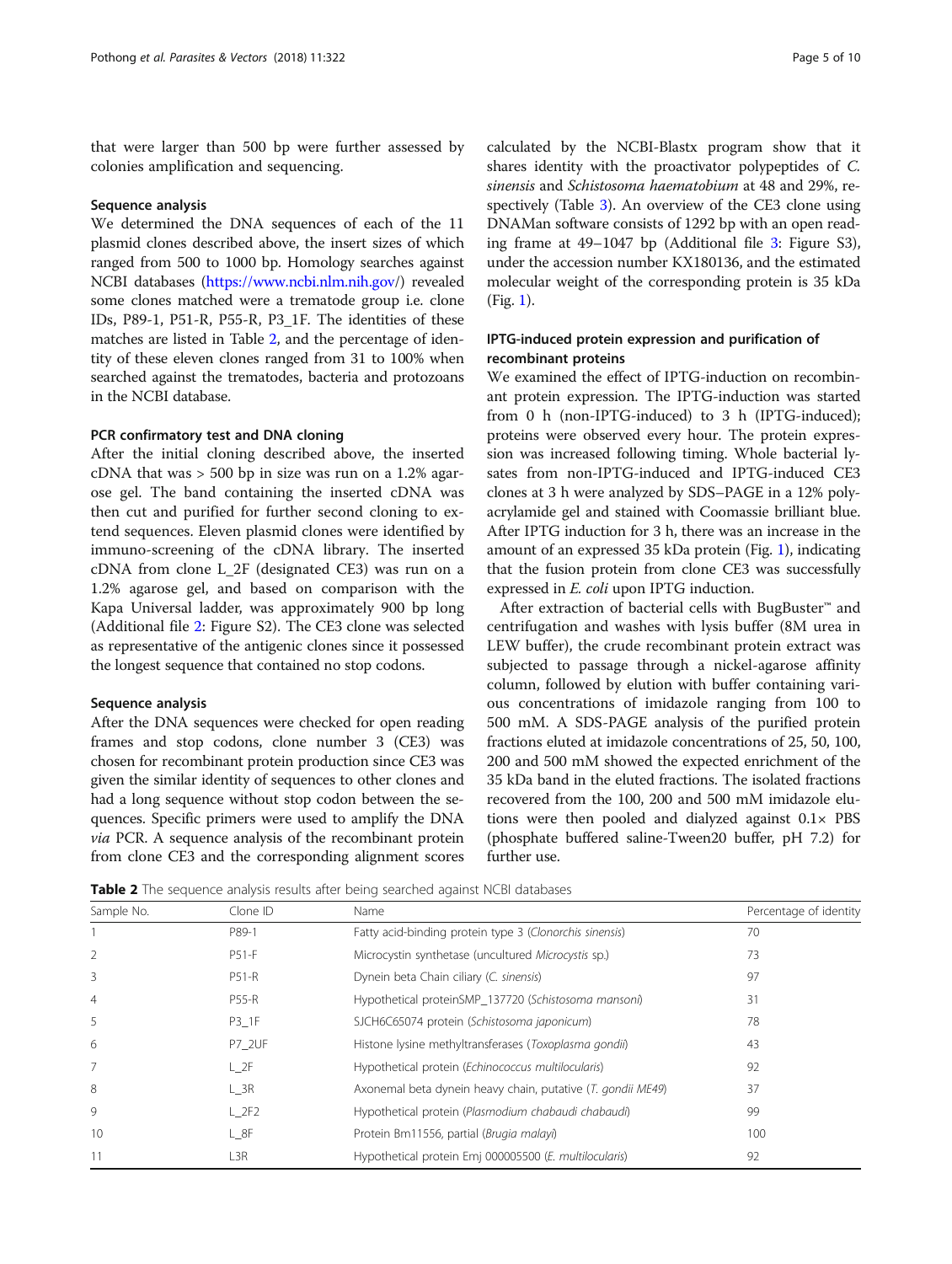that were larger than 500 bp were further assessed by colonies amplification and sequencing.

### Sequence analysis

We determined the DNA sequences of each of the 11 plasmid clones described above, the insert sizes of which ranged from 500 to 1000 bp. Homology searches against NCBI databases (https://www.ncbi.nlm.nih.gov/) revealed some clones matched were a trematode group i.e. clone IDs, P89-1, P51-R, P55-R, P3_1F. The identities of these matches are listed in Table 2, and the percentage of identity of these eleven clones ranged from 31 to 100% when searched against the trematodes, bacteria and protozoans in the NCBI database.

### PCR confirmatory test and DNA cloning

After the initial cloning described above, the inserted cDNA that was > 500 bp in size was run on a 1.2% agarose gel. The band containing the inserted cDNA was then cut and purified for further second cloning to extend sequences. Eleven plasmid clones were identified by immuno-screening of the cDNA library. The inserted cDNA from clone L_2F (designated CE3) was run on a 1.2% agarose gel, and based on comparison with the Kapa Universal ladder, was approximately 900 bp long (Additional file 2: Figure S2). The CE3 clone was selected as representative of the antigenic clones since it possessed the longest sequence that contained no stop codons.

### Sequence analysis

After the DNA sequences were checked for open reading frames and stop codons, clone number 3 (CE3) was chosen for recombinant protein production since CE3 was given the similar identity of sequences to other clones and had a long sequence without stop codon between the sequences. Specific primers were used to amplify the DNA *via* PCR. A sequence analysis of the recombinant protein from clone CE3 and the corresponding alignment scores calculated by the NCBI-Blastx program show that it shares identity with the proactivator polypeptides of *C. sinensis* and *Schistosoma haematobium* at 48 and 29%, respectively (Table 3). An overview of the CE3 clone using DNAMan software consists of 1292 bp with an open reading frame at 49–1047 bp (Additional file 3: Figure S3), under the accession number KX180136, and the estimated molecular weight of the corresponding protein is 35 kDa (Fig. 1).

### IPTG-induced protein expression and purification of recombinant proteins

We examined the effect of IPTG-induction on recombinant protein expression. The IPTG-induction was started from 0 h (non-IPTG-induced) to 3 h (IPTG-induced); proteins were observed every hour. The protein expression was increased following timing. Whole bacterial lysates from non-IPTG-induced and IPTG-induced CE3 clones at 3 h were analyzed by SDS–PAGE in a 12% polyacrylamide gel and stained with Coomassie brilliant blue. After IPTG induction for 3 h, there was an increase in the amount of an expressed 35 kDa protein (Fig. 1), indicating that the fusion protein from clone CE3 was successfully expressed in *E. coli* upon IPTG induction.

After extraction of bacterial cells with BugBuster™ and centrifugation and washes with lysis buffer (8M urea in LEW buffer), the crude recombinant protein extract was subjected to passage through a nickel-agarose affinity column, followed by elution with buffer containing various concentrations of imidazole ranging from 100 to 500 mM. A SDS-PAGE analysis of the purified protein fractions eluted at imidazole concentrations of 25, 50, 100, 200 and 500 mM showed the expected enrichment of the 35 kDa band in the eluted fractions. The isolated fractions recovered from the 100, 200 and 500 mM imidazole elutions were then pooled and dialyzed against 0.1× PBS (phosphate buffered saline-Tween20 buffer, pH 7.2) for further use.

**Table 2** The sequence analysis results after being searched against NCBI databases

| Sample No. | Clone ID | Name | Percentage of identity |
| --- | --- | --- | --- |
| 1 | P89-1 | Fatty acid-binding protein type 3 (*Clonorchis sinensis*) | 70 |
| 2 | P51-F | Microcystin synthetase (uncultured *Microcystis* sp.) | 73 |
| 3 | P51-R | Dynein beta Chain ciliary (*C. sinensis*) | 97 |
| 4 | P55-R | Hypothetical proteinSMP_137720 (*Schistosoma mansoni*) | 31 |
| 5 | P3_1F | SJCH6C65074 protein (*Schistosoma japonicum*) | 78 |
| 6 | P7_2UF | Histone lysine methyltransferases (*Toxoplasma gondii*) | 43 |
| 7 | L_2F | Hypothetical protein (*Echinococcus multilocularis*) | 92 |
| 8 | L_3R | Axonemal beta dynein heavy chain, putative (*T. gondii ME49*) | 37 |
| 9 | L_2F2 | Hypothetical protein (*Plasmodium chabaudi chabaudi*) | 99 |
| 10 | L_8F | Protein Bm11556, partial (*Brugia malayi*) | 100 |
| 11 | L3R | Hypothetical protein Emj 000005500 (*E. multilocularis*) | 92 |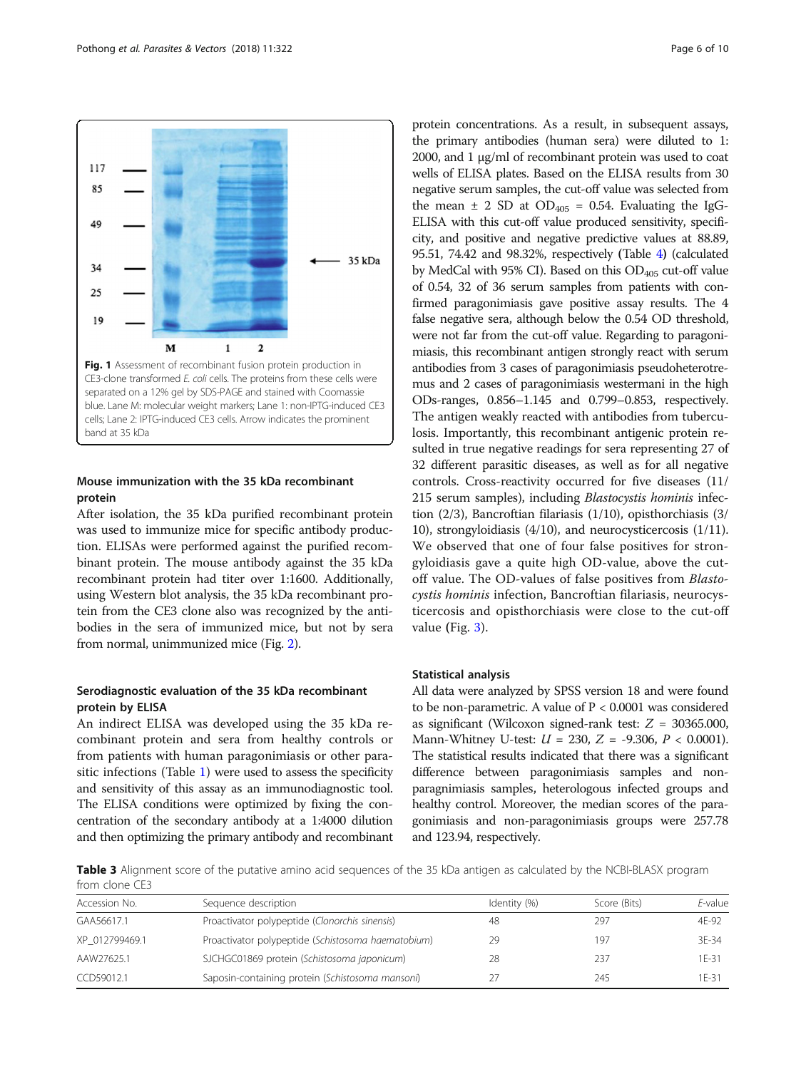**Fig. 1** Assessment of recombinant fusion protein production in CE3-clone transformed *E. coli* cells. The proteins from these cells were separated on a 12% gel by SDS-PAGE and stained with Coomassie blue. Lane M: molecular weight markers; Lane 1: non-IPTG-induced CE3 cells; Lane 2: IPTG-induced CE3 cells. Arrow indicates the prominent band at 35 kDa

### Mouse immunization with the 35 kDa recombinant protein

After isolation, the 35 kDa purified recombinant protein was used to immunize mice for specific antibody production. ELISAs were performed against the purified recombinant protein. The mouse antibody against the 35 kDa recombinant protein had titer over 1:1600. Additionally, using Western blot analysis, the 35 kDa recombinant protein from the CE3 clone also was recognized by the antibodies in the sera of immunized mice, but not by sera from normal, unimmunized mice (Fig. 2).

### Serodiagnostic evaluation of the 35 kDa recombinant protein by ELISA

An indirect ELISA was developed using the 35 kDa recombinant protein and sera from healthy controls or from patients with human paragonimiasis or other parasitic infections (Table 1) were used to assess the specificity and sensitivity of this assay as an immunodiagnostic tool. The ELISA conditions were optimized by fixing the concentration of the secondary antibody at a 1:4000 dilution and then optimizing the primary antibody and recombinant protein concentrations. As a result, in subsequent assays, the primary antibodies (human sera) were diluted to 1: 2000, and 1 μg/ml of recombinant protein was used to coat wells of ELISA plates. Based on the ELISA results from 30 negative serum samples, the cut-off value was selected from the mean ± 2 SD at $OD_{405}$ = 0.54. Evaluating the IgG-ELISA with this cut-off value produced sensitivity, specificity, and positive and negative predictive values at 88.89, 95.51, 74.42 and 98.32%, respectively (Table 4) (calculated by MedCal with 95% CI). Based on this $OD_{405}$ cut-off value of 0.54, 32 of 36 serum samples from patients with confirmed paragonimiasis gave positive assay results. The 4 false negative sera, although below the 0.54 OD threshold, were not far from the cut-off value. Regarding to paragonimiasis, this recombinant antigen strongly react with serum antibodies from 3 cases of paragonimiasis pseudoheterotremus and 2 cases of paragonimiasis westermani in the high ODs-ranges, 0.856–1.145 and 0.799–0.853, respectively. The antigen weakly reacted with antibodies from tuberculosis. Importantly, this recombinant antigenic protein resulted in true negative readings for sera representing 27 of 32 different parasitic diseases, as well as for all negative controls. Cross-reactivity occurred for five diseases (11/ 215 serum samples), including *Blastocystis hominis* infection (2/3), Bancroftian filariasis (1/10), opisthorchiasis (3/ 10), strongyloidiasis (4/10), and neurocysticercosis (1/11). We observed that one of four false positives for strongyloidiasis gave a quite high OD-value, above the cut-off value. The OD-values of false positives from *Blastocystis hominis* infection, Bancroftian filariasis, neurocysticercosis and opisthorchiasis were close to the cut-off value (Fig. 3).

### Statistical analysis

All data were analyzed by SPSS version 18 and were found to be non-parametric. A value of $P < 0.0001$ was considered as significant (Wilcoxon signed-rank test: $Z$ = 30365.000, Mann-Whitney U-test: $U$ = 230, $Z$ = -9.306, $P < 0.0001$). The statistical results indicated that there was a significant difference between paragonimiasis samples and non-paragnimiasis samples, heterologous infected groups and healthy control. Moreover, the median scores of the paragonimiasis and non-paragonimiasis groups were 257.78 and 123.94, respectively.

**Table 3** Alignment score of the putative amino acid sequences of the 35 kDa antigen as calculated by the NCBI-BLASX program from clone CE3

| Accession No. | Sequence description | Identity (%) | Score (Bits) | *E*-value |
|---|---|---|---|---|
| GAA56617.1 | Proactivator polypeptide (*Clonorchis sinensis*) | 48 | 297 | 4E-92 |
| XP_012799469.1 | Proactivator polypeptide (*Schistosoma haematobium*) | 29 | 197 | 3E-34 |
| AAW27625.1 | SJCHGC01869 protein (*Schistosoma japonicum*) | 28 | 237 | 1E-31 |
| CCD59012.1 | Saposin-containing protein (*Schistosoma mansoni*) | 27 | 245 | 1E-31 |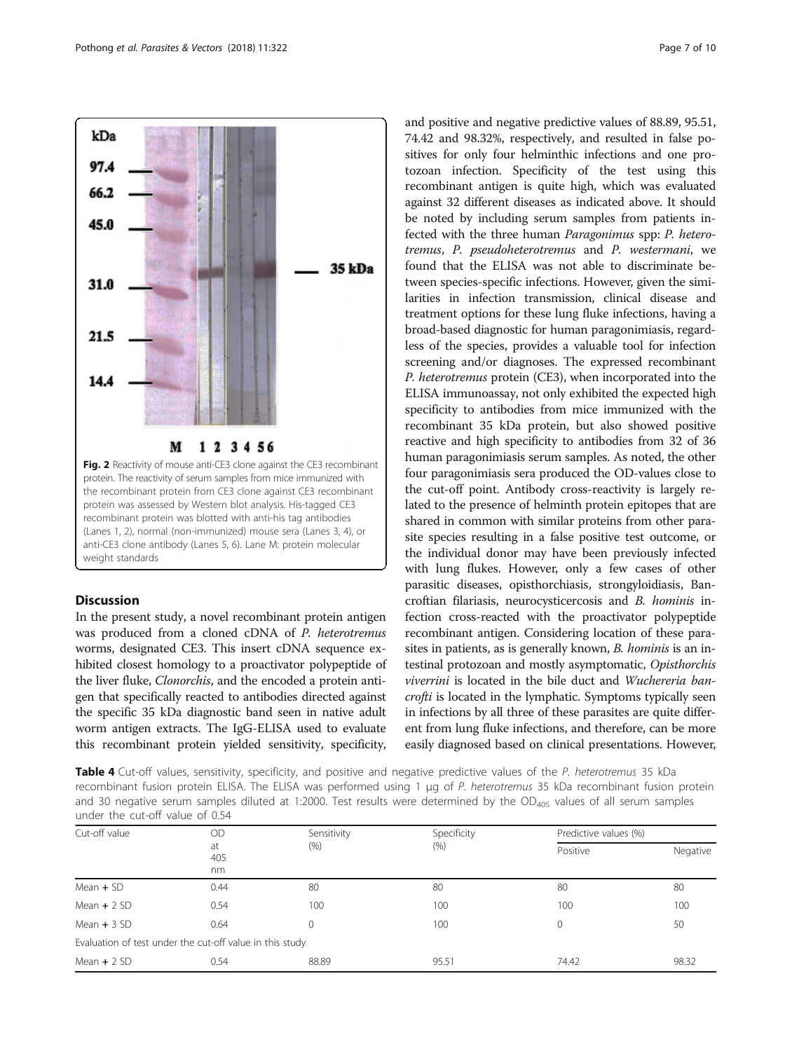Fig. 2 Reactivity of mouse anti-CE3 clone against the CE3 recombinant protein. The reactivity of serum samples from mice immunized with the recombinant protein from CE3 clone against CE3 recombinant protein was assessed by Western blot analysis. His-tagged CE3 recombinant protein was blotted with anti-his tag antibodies (Lanes 1, 2), normal (non-immunized) mouse sera (Lanes 3, 4), or anti-CE3 clone antibody (Lanes 5, 6). Lane M: protein molecular weight standards

## Discussion

In the present study, a novel recombinant protein antigen was produced from a cloned cDNA of *P. heterotremus* worms, designated CE3. This insert cDNA sequence exhibited closest homology to a proactivator polypeptide of the liver fluke, *Clonorchis*, and the encoded a protein antigen that specifically reacted to antibodies directed against the specific 35 kDa diagnostic band seen in native adult worm antigen extracts. The IgG-ELISA used to evaluate this recombinant protein yielded sensitivity, specificity, and positive and negative predictive values of 88.89, 95.51, 74.42 and 98.32%, respectively, and resulted in false positives for only four helminthic infections and one protozoan infection. Specificity of the test using this recombinant antigen is quite high, which was evaluated against 32 different diseases as indicated above. It should be noted by including serum samples from patients infected with the three human *Paragonimus* spp: *P. heterotremus*, *P. pseudoheterotremus* and *P. westermani*, we found that the ELISA was not able to discriminate between species-specific infections. However, given the similarities in infection transmission, clinical disease and treatment options for these lung fluke infections, having a broad-based diagnostic for human paragonimiasis, regardless of the species, provides a valuable tool for infection screening and/or diagnoses. The expressed recombinant *P. heterotremus* protein (CE3), when incorporated into the ELISA immunoassay, not only exhibited the expected high specificity to antibodies from mice immunized with the recombinant 35 kDa protein, but also showed positive reactive and high specificity to antibodies from 32 of 36 human paragonimiasis serum samples. As noted, the other four paragonimiasis sera produced the OD-values close to the cut-off point. Antibody cross-reactivity is largely related to the presence of helminth protein epitopes that are shared in common with similar proteins from other parasite species resulting in a false positive test outcome, or the individual donor may have been previously infected with lung flukes. However, only a few cases of other parasitic diseases, opisthorchiasis, strongyloidiasis, Bancroftian filariasis, neurocysticercosis and *B. hominis* infection cross-reacted with the proactivator polypeptide recombinant antigen. Considering location of these parasites in patients, as is generally known, *B. hominis* is an intestinal protozoan and mostly asymptomatic, *Opisthorchis viverrini* is located in the bile duct and *Wuchereria bancrofti* is located in the lymphatic. Symptoms typically seen in infections by all three of these parasites are quite different from lung fluke infections, and therefore, can be more easily diagnosed based on clinical presentations. However,

**Table 4** Cut-off values, sensitivity, specificity, and positive and negative predictive values of the *P. heterotremus* 35 kDa recombinant fusion protein ELISA. The ELISA was performed using 1 μg of *P. heterotremus* 35 kDa recombinant fusion protein and 30 negative serum samples diluted at 1:2000. Test results were determined by the $OD_{405}$ values of all serum samples under the cut-off value of 0.54

| Cut-off value | OD at 405 nm | Sensitivity (%) | Specificity (%) | Predictive values (%) | |
|---|---|---|---|---|---|
| | | | | Positive | Negative |
| Mean + SD | 0.44 | 80 | 80 | 80 | 80 |
| Mean + 2 SD | 0.54 | 100 | 100 | 100 | 100 |
| Mean + 3 SD | 0.64 | 0 | 100 | 0 | 50 |
| Evaluation of test under the cut-off value in this study | | | | | |
| Mean + 2 SD | 0.54 | 88.89 | 95.51 | 74.42 | 98.32 |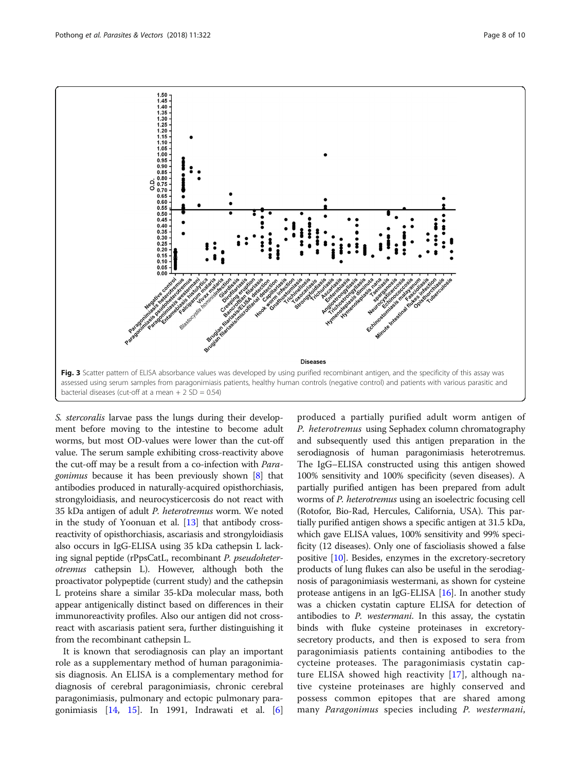**Fig. 3** Scatter pattern of ELISA absorbance values was developed by using purified recombinant antigen, and the specificity of this assay was assessed using serum samples from paragonimiasis patients, healthy human controls (negative control) and patients with various parasitic and bacterial diseases (cut-off at a mean + 2 SD = 0.54)

*S. stercoralis* larvae pass the lungs during their development before moving to the intestine to become adult worms, but most OD-values were lower than the cut-off value. The serum sample exhibiting cross-reactivity above the cut-off may be a result from a co-infection with *Paragonimus* because it has been previously shown [8] that antibodies produced in naturally-acquired opisthorchiasis, strongyloidiasis, and neurocysticercosis do not react with 35 kDa antigen of adult *P. heterotremus* worm. We noted in the study of Yoonuan et al. [13] that antibody cross-reactivity of opisthorchiasis, ascariasis and strongyloidiasis also occurs in IgG-ELISA using 35 kDa cathepsin L lacking signal peptide (rPpsCatL, recombinant *P. pseudoheterotremus* cathepsin L). However, although both the proactivator polypeptide (current study) and the cathepsin L proteins share a similar 35-kDa molecular mass, both appear antigenically distinct based on differences in their immunoreactivity profiles. Also our antigen did not cross-react with ascariasis patient sera, further distinguishing it from the recombinant cathepsin L.

It is known that serodiagnosis can play an important role as a supplementary method of human paragonimiasis diagnosis. An ELISA is a complementary method for diagnosis of cerebral paragonimiasis, chronic cerebral paragonimiasis, pulmonary and ectopic pulmonary paragonimiasis [14, 15]. In 1991, Indrawati et al. [6] produced a partially purified adult worm antigen of *P. heterotremus* using Sephadex column chromatography and subsequently used this antigen preparation in the serodiagnosis of human paragonimiasis heterotremus. The IgG–ELISA constructed using this antigen showed 100% sensitivity and 100% specificity (seven diseases). A partially purified antigen has been prepared from adult worms of *P. heterotremus* using an isoelectric focusing cell (Rotofor, Bio-Rad, Hercules, California, USA). This partially purified antigen shows a specific antigen at 31.5 kDa, which gave ELISA values, 100% sensitivity and 99% specificity (12 diseases). Only one of fascioliasis showed a false positive [10]. Besides, enzymes in the excretory-secretory products of lung flukes can also be useful in the serodiagnosis of paragonimiasis westermani, as shown for cysteine protease antigens in an IgG-ELISA [16]. In another study was a chicken cystatin capture ELISA for detection of antibodies to *P. westermani*. In this assay, the cystatin binds with fluke cysteine proteinases in excretory-secretory products, and then is exposed to sera from paragonimiasis patients containing antibodies to the cycteine proteases. The paragonimiasis cystatin capture ELISA showed high reactivity [17], although native cysteine proteinases are highly conserved and possess common epitopes that are shared among many *Paragonimus* species including *P. westermani*,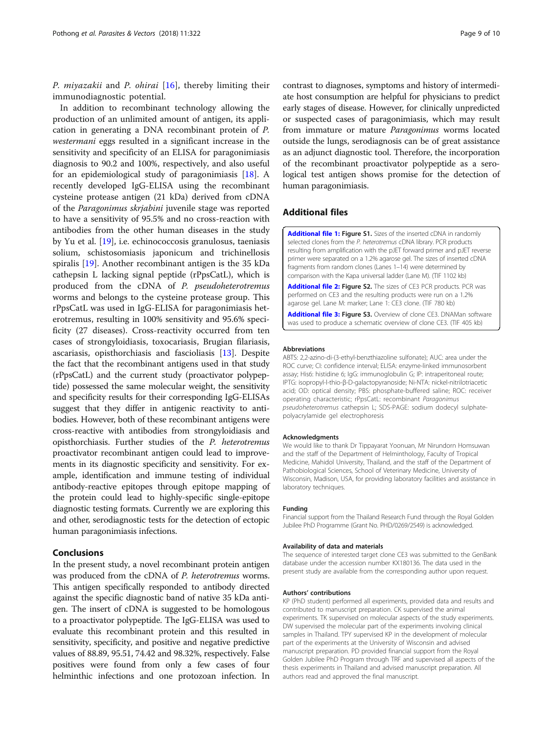*P. miyazakii* and *P. ohirai* [16], thereby limiting their immunodiagnostic potential.

In addition to recombinant technology allowing the production of an unlimited amount of antigen, its application in generating a DNA recombinant protein of *P. westermani* eggs resulted in a significant increase in the sensitivity and specificity of an ELISA for paragonimiasis diagnosis to 90.2 and 100%, respectively, and also useful for an epidemiological study of paragonimiasis [18]. A recently developed IgG-ELISA using the recombinant cysteine protease antigen (21 kDa) derived from cDNA of the *Paragonimus skrjabini* juvenile stage was reported to have a sensitivity of 95.5% and no cross-reaction with antibodies from the other human diseases in the study by Yu et al. [19], i.e. echinococcosis granulosus, taeniasis solium, schistosomiasis japonicum and trichinellosis spiralis [19]. Another recombinant antigen is the 35 kDa cathepsin L lacking signal peptide (rPpsCatL), which is produced from the cDNA of *P. pseudoheterotremus* worms and belongs to the cysteine protease group. This rPpsCatL was used in IgG-ELISA for paragonimiasis heterotremus, resulting in 100% sensitivity and 95.6% specificity (27 diseases). Cross-reactivity occurred from ten cases of strongyloidiasis, toxocariasis, Brugian filariasis, ascariasis, opisthorchiasis and fascioliasis [13]. Despite the fact that the recombinant antigens used in that study (rPpsCatL) and the current study (proactivator polypeptide) possessed the same molecular weight, the sensitivity and specificity results for their corresponding IgG-ELISAs suggest that they differ in antigenic reactivity to antibodies. However, both of these recombinant antigens were cross-reactive with antibodies from strongyloidiasis and opisthorchiasis. Further studies of the *P. heterotremus* proactivator recombinant antigen could lead to improvements in its diagnostic specificity and sensitivity. For example, identification and immune testing of individual antibody-reactive epitopes through epitope mapping of the protein could lead to highly-specific single-epitope diagnostic testing formats. Currently we are exploring this and other, serodiagnostic tests for the detection of ectopic human paragonimiasis infections.

## Conclusions

In the present study, a novel recombinant protein antigen was produced from the cDNA of *P. heterotremus* worms. This antigen specifically responded to antibody directed against the specific diagnostic band of native 35 kDa antigen. The insert of cDNA is suggested to be homologous to a proactivator polypeptide. The IgG-ELISA was used to evaluate this recombinant protein and this resulted in sensitivity, specificity, and positive and negative predictive values of 88.89, 95.51, 74.42 and 98.32%, respectively. False positives were found from only a few cases of four helminthic infections and one protozoan infection. In contrast to diagnoses, symptoms and history of intermediate host consumption are helpful for physicians to predict early stages of disease. However, for clinically unpredicted or suspected cases of paragonimiasis, which may result from immature or mature *Paragonimus* worms located outside the lungs, serodiagnosis can be of great assistance as an adjunct diagnostic tool. Therefore, the incorporation of the recombinant proactivator polypeptide as a serological test antigen shows promise for the detection of human paragonimiasis.

## Additional files

**Additional file 1: Figure S1.** Sizes of the inserted cDNA in randomly selected clones from the *P. heterotremus* cDNA library. PCR products resulting from amplification with the pJET forward primer and pJET reverse primer were separated on a 1.2% agarose gel. The sizes of inserted cDNA fragments from random clones (Lanes 1–14) were determined by comparison with the Kapa universal ladder (Lane M). (TIF 1102 kb)

**Additional file 2: Figure S2.** The sizes of CE3 PCR products. PCR was performed on CE3 and the resulting products were run on a 1.2% agarose gel. Lane M: marker; Lane 1: CE3 clone. (TIF 780 kb)

**Additional file 3: Figure S3.** Overview of clone CE3. DNAMan software was used to produce a schematic overview of clone CE3. (TIF 405 kb)

#### Abbreviations

ABTS: 2,2-azino-di-(3-ethyl-benzthiazoline sulfonate); AUC: area under the ROC curve; CI: confidence interval; ELISA: enzyme-linked immunosorbent assay; His6: histidine 6; IgG: immunoglobulin G; IP: intraperitoneal route; IPTG: isopropyl-l-thio-β-D-galactopyranoside; Ni-NTA: nickel-nitrilotriacetic acid; OD: optical density; PBS: phosphate-buffered saline; ROC: receiver operating characteristic; rPpsCatL: recombinant *Paragonimus pseudoheterotremus* cathepsin L; SDS-PAGE: sodium dodecyl sulphate-polyacrylamide gel electrophoresis

#### Acknowledgments

We would like to thank Dr Tippayarat Yoonuan, Mr Nirundorn Homsuwan and the staff of the Department of Helminthology, Faculty of Tropical Medicine, Mahidol University, Thailand, and the staff of the Department of Pathobiological Sciences, School of Veterinary Medicine, University of Wisconsin, Madison, USA, for providing laboratory facilities and assistance in laboratory techniques.

#### Funding

Financial support from the Thailand Research Fund through the Royal Golden Jubilee PhD Programme (Grant No. PHD/0269/2549) is acknowledged.

#### Availability of data and materials

The sequence of interested target clone CE3 was submitted to the GenBank database under the accession number KX180136. The data used in the present study are available from the corresponding author upon request.

#### Authors' contributions

KP (PhD student) performed all experiments, provided data and results and contributed to manuscript preparation. CK supervised the animal experiments. TK supervised on molecular aspects of the study experiments. DW supervised the molecular part of the experiments involving clinical samples in Thailand. TPY supervised KP in the development of molecular part of the experiments at the University of Wisconsin and advised manuscript preparation. PD provided financial support from the Royal Golden Jubilee PhD Program through TRF and supervised all aspects of the thesis experiments in Thailand and advised manuscript preparation. All authors read and approved the final manuscript.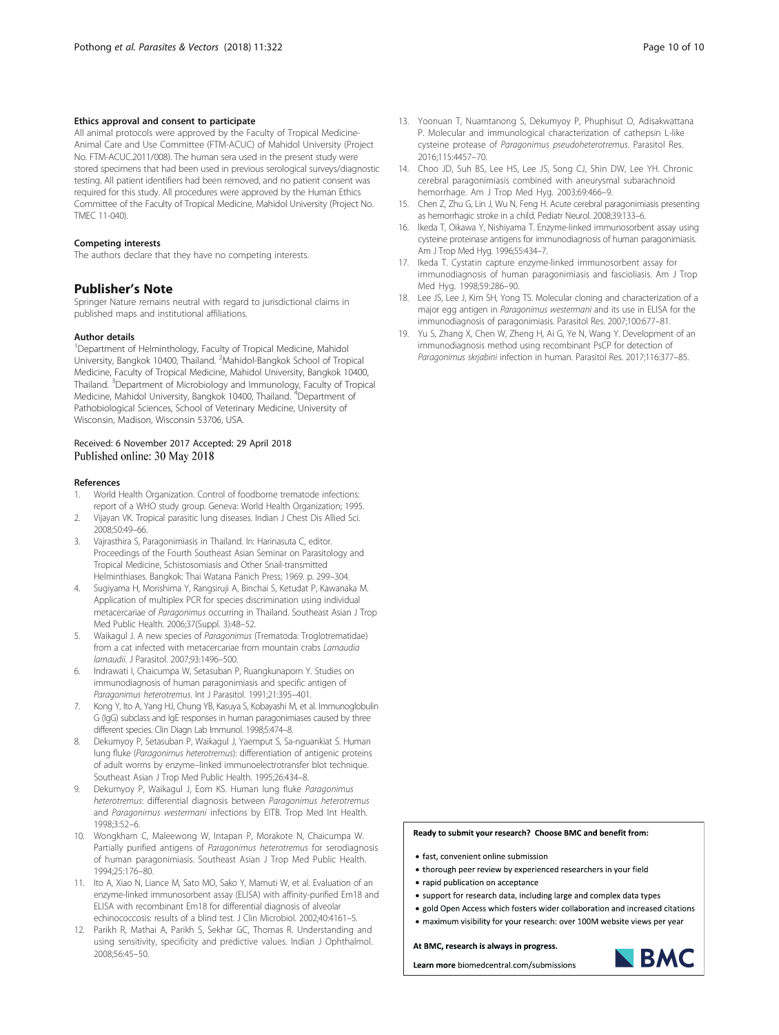#### Ethics approval and consent to participate

All animal protocols were approved by the Faculty of Tropical Medicine-Animal Care and Use Committee (FTM-ACUC) of Mahidol University (Project No. FTM-ACUC.2011/008). The human sera used in the present study were stored specimens that had been used in previous serological surveys/diagnostic testing. All patient identifiers had been removed, and no patient consent was required for this study. All procedures were approved by the Human Ethics Committee of the Faculty of Tropical Medicine, Mahidol University (Project No. TMEC 11-040).

#### Competing interests

The authors declare that they have no competing interests.

## Publisher's Note

Springer Nature remains neutral with regard to jurisdictional claims in published maps and institutional affiliations.

#### Author details

[1]Department of Helminthology, Faculty of Tropical Medicine, Mahidol University, Bangkok 10400, Thailand. [2]Mahidol-Bangkok School of Tropical Medicine, Faculty of Tropical Medicine, Mahidol University, Bangkok 10400, Thailand. [3]Department of Microbiology and Immunology, Faculty of Tropical Medicine, Mahidol University, Bangkok 10400, Thailand. [4]Department of Pathobiological Sciences, School of Veterinary Medicine, University of Wisconsin, Madison, Wisconsin 53706, USA.

Received: 6 November 2017 Accepted: 29 April 2018
Published online: 30 May 2018

#### References

1. World Health Organization. Control of foodborne trematode infections: report of a WHO study group. Geneva: World Health Organization; 1995.
2. Vijayan VK. Tropical parasitic lung diseases. Indian J Chest Dis Allied Sci. 2008;50:49–66.
3. Vajrasthira S, Paragonimiasis in Thailand. In: Harinasuta C, editor. Proceedings of the Fourth Southeast Asian Seminar on Parasitology and Tropical Medicine, Schistosomiasis and Other Snail-transmitted Helminthiases. Bangkok: Thai Watana Panich Press; 1969. p. 299–304.
4. Sugiyama H, Morishima Y, Rangsiruji A, Binchai S, Ketudat P, Kawanaka M. Application of multiplex PCR for species discrimination using individual metacercariae of *Paragonimus* occurring in Thailand. Southeast Asian J Trop Med Public Health. 2006;37(Suppl. 3):48–52.
5. Waikagul J. A new species of *Paragonimus* (Trematoda: Troglotrematidae) from a cat infected with metacercariae from mountain crabs *Larnaudia larnaudii*. J Parasitol. 2007;93:1496–500.
6. Indrawati I, Chaicumpa W, Setasuban P, Ruangkunaporn Y. Studies on immunodiagnosis of human paragonimiasis and specific antigen of *Paragonimus heterotremus*. Int J Parasitol. 1991;21:395–401.
7. Kong Y, Ito A, Yang HJ, Chung YB, Kasuya S, Kobayashi M, et al. Immunoglobulin G (IgG) subclass and IgE responses in human paragonimiases caused by three different species. Clin Diagn Lab Immunol. 1998;5:474–8.
8. Dekumyoy P, Setasuban P, Waikagul J, Yaemput S, Sa-nguankiat S. Human lung fluke (*Paragonimus heterotremus*): differentiation of antigenic proteins of adult worms by enzyme–linked immunoelectrotransfer blot technique. Southeast Asian J Trop Med Public Health. 1995;26:434–8.
9. Dekumyoy P, Waikagul J, Eom KS. Human lung fluke *Paragonimus heterotremus*: differential diagnosis between *Paragonimus heterotremus* and *Paragonimus westermani* infections by EITB. Trop Med Int Health. 1998;3:52–6.
10. Wongkham C, Maleewong W, Intapan P, Morakote N, Chaicumpa W. Partially purified antigens of *Paragonimus heterotremus* for serodiagnosis of human paragonimiasis. Southeast Asian J Trop Med Public Health. 1994;25:176–80.
11. Ito A, Xiao N, Liance M, Sato MO, Sako Y, Mamuti W, et al. Evaluation of an enzyme-linked immunosorbent assay (ELISA) with affinity-purified Em18 and ELISA with recombinant Em18 for differential diagnosis of alveolar echinococcosis: results of a blind test. J Clin Microbiol. 2002;40:4161–5.
12. Parikh R, Mathai A, Parikh S, Sekhar GC, Thomas R. Understanding and using sensitivity, specificity and predictive values. Indian J Ophthalmol. 2008;56:45–50.
13. Yoonuan T, Nuamtanong S, Dekumyoy P, Phuphisut O, Adisakwattana P. Molecular and immunological characterization of cathepsin L-like cysteine protease of *Paragonimus pseudoheterotremus*. Parasitol Res. 2016;115:4457–70.
14. Choo JD, Suh BS, Lee HS, Lee JS, Song CJ, Shin DW, Lee YH. Chronic cerebral paragonimiasis combined with aneurysmal subarachnoid hemorrhage. Am J Trop Med Hyg. 2003;69:466–9.
15. Chen Z, Zhu G, Lin J, Wu N, Feng H. Acute cerebral paragonimiasis presenting as hemorrhagic stroke in a child. Pediatr Neurol. 2008;39:133–6.
16. Ikeda T, Oikawa Y, Nishiyama T. Enzyme-linked immunosorbent assay using cysteine proteinase antigens for immunodiagnosis of human paragonimiasis. Am J Trop Med Hyg. 1996;55:434–7.
17. Ikeda T. Cystatin capture enzyme-linked immunosorbent assay for immunodiagnosis of human paragonimiasis and fascioliasis. Am J Trop Med Hyg. 1998;59:286–90.
18. Lee JS, Lee J, Kim SH, Yong TS. Molecular cloning and characterization of a major egg antigen in *Paragonimus westermani* and its use in ELISA for the immunodiagnosis of paragonimiasis. Parasitol Res. 2007;100:677–81.
19. Yu S, Zhang X, Chen W, Zheng H, Ai G, Ye N, Wang Y. Development of an immunodiagnosis method using recombinant PsCP for detection of *Paragonimus skrjabini* infection in human. Parasitol Res. 2017;116:377–85.